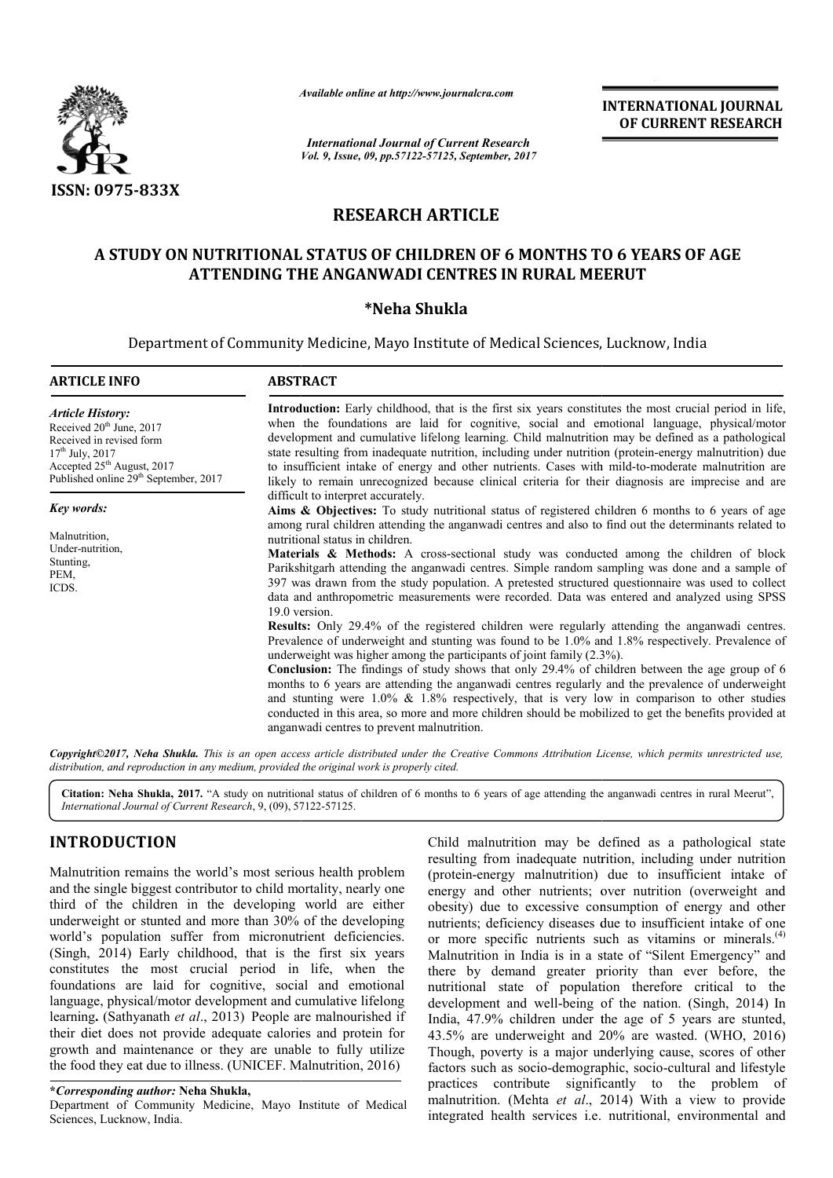*Available online at http://www.journalcra.com*

*International Journal of Current Research*
*Vol. 9, Issue, 09, pp.57122-57125, September, 2017*

**INTERNATIONAL JOURNAL OF CURRENT RESEARCH**

ISSN: 0975-833X

# RESEARCH ARTICLE

# A STUDY ON NUTRITIONAL STATUS OF CHILDREN OF 6 MONTHS TO 6 YEARS OF AGE ATTENDING THE ANGANWADI CENTRES IN RURAL MEERUT

**\*Neha Shukla**

Department of Community Medicine, Mayo Institute of Medical Sciences, Lucknow, India

## ARTICLE INFO

*Article History:*
Received 20th June, 2017
Received in revised form 17th July, 2017
Accepted 25th August, 2017
Published online 29th September, 2017

*Key words:*
Malnutrition,
Under-nutrition,
Stunting,
PEM,
ICDS.

## ABSTRACT

**Introduction:** Early childhood, that is the first six years constitutes the most crucial period in life, when the foundations are laid for cognitive, social and emotional language, physical/motor development and cumulative lifelong learning. Child malnutrition may be defined as a pathological state resulting from inadequate nutrition, including under nutrition (protein-energy malnutrition) due to insufficient intake of energy and other nutrients. Cases with mild-to-moderate malnutrition are likely to remain unrecognized because clinical criteria for their diagnosis are imprecise and are difficult to interpret accurately.

**Aims & Objectives:** To study nutritional status of registered children 6 months to 6 years of age among rural children attending the anganwadi centres and also to find out the determinants related to nutritional status in children.

**Materials & Methods:** A cross-sectional study was conducted among the children of block Parikshitgarh attending the anganwadi centres. Simple random sampling was done and a sample of 397 was drawn from the study population. A pretested structured questionnaire was used to collect data and anthropometric measurements were recorded. Data was entered and analyzed using SPSS 19.0 version.

**Results:** Only 29.4% of the registered children were regularly attending the anganwadi centres. Prevalence of underweight and stunting was found to be 1.0% and 1.8% respectively. Prevalence of underweight was higher among the participants of joint family (2.3%).

**Conclusion:** The findings of study shows that only 29.4% of children between the age group of 6 months to 6 years are attending the anganwadi centres regularly and the prevalence of underweight and stunting were 1.0% & 1.8% respectively, that is very low in comparison to other studies conducted in this area, so more and more children should be mobilized to get the benefits provided at anganwadi centres to prevent malnutrition.

*Copyright©2017, Neha Shukla. This is an open access article distributed under the Creative Commons Attribution License, which permits unrestricted use, distribution, and reproduction in any medium, provided the original work is properly cited.*

**Citation: Neha Shukla, 2017.** "A study on nutritional status of children of 6 months to 6 years of age attending the anganwadi centres in rural Meerut", *International Journal of Current Research*, 9, (09), 57122-57125.

## INTRODUCTION

Malnutrition remains the world's most serious health problem and the single biggest contributor to child mortality, nearly one third of the children in the developing world are either underweight or stunted and more than 30% of the developing world's population suffer from micronutrient deficiencies. (Singh, 2014) Early childhood, that is the first six years constitutes the most crucial period in life, when the foundations are laid for cognitive, social and emotional language, physical/motor development and cumulative lifelong learning**.** (Sathyanath *et al*., 2013) People are malnourished if their diet does not provide adequate calories and protein for growth and maintenance or they are unable to fully utilize the food they eat due to illness. (UNICEF. Malnutrition, 2016)

Child malnutrition may be defined as a pathological state resulting from inadequate nutrition, including under nutrition (protein-energy malnutrition) due to insufficient intake of energy and other nutrients; over nutrition (overweight and obesity) due to excessive consumption of energy and other nutrients; deficiency diseases due to insufficient intake of one or more specific nutrients such as vitamins or minerals.[4] Malnutrition in India is in a state of "Silent Emergency" and there by demand greater priority than ever before, the nutritional state of population therefore critical to the development and well-being of the nation. (Singh, 2014) In India, 47.9% children under the age of 5 years are stunted, 43.5% are underweight and 20% are wasted. (WHO, 2016) Though, poverty is a major underlying cause, scores of other factors such as socio-demographic, socio-cultural and lifestyle practices contribute significantly to the problem of malnutrition. (Mehta *et al*., 2014) With a view to provide integrated health services i.e. nutritional, environmental and

**\*Corresponding author:** Neha Shukla,
Department of Community Medicine, Mayo Institute of Medical Sciences, Lucknow, India.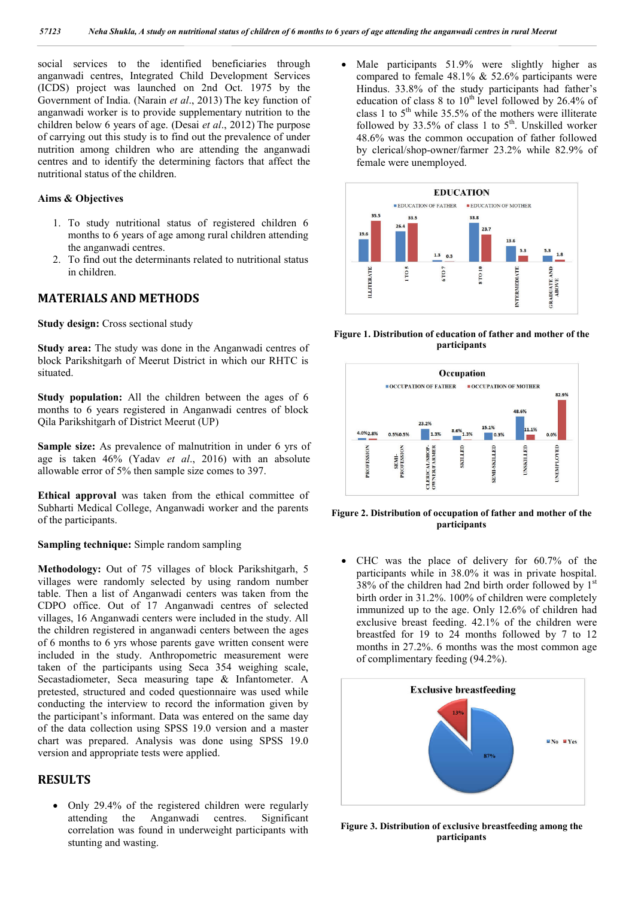social services to the identified beneficiaries through anganwadi centres, Integrated Child Development Services (ICDS) project was launched on 2nd Oct. 1975 by the Government of India. (Narain *et al*., 2013) The key function of anganwadi worker is to provide supplementary nutrition to the children below 6 years of age. (Desai *et al*., 2012) The purpose of carrying out this study is to find out the prevalence of under nutrition among children who are attending the anganwadi centres and to identify the determining factors that affect the nutritional status of the children.

### Aims & Objectives

1. To study nutritional status of registered children 6 months to 6 years of age among rural children attending the anganwadi centres.
2. To find out the determinants related to nutritional status in children.

## MATERIALS AND METHODS

**Study design:** Cross sectional study

**Study area:** The study was done in the Anganwadi centres of block Parikshitgarh of Meerut District in which our RHTC is situated.

**Study population:** All the children between the ages of 6 months to 6 years registered in Anganwadi centres of block Qila Parikshitgarh of District Meerut (UP)

**Sample size:** As prevalence of malnutrition in under 6 yrs of age is taken 46% (Yadav *et al*., 2016) with an absolute allowable error of 5% then sample size comes to 397.

**Ethical approval** was taken from the ethical committee of Subharti Medical College, Anganwadi worker and the parents of the participants.

**Sampling technique:** Simple random sampling

**Methodology:** Out of 75 villages of block Parikshitgarh, 5 villages were randomly selected by using random number table. Then a list of Anganwadi centers was taken from the CDPO office. Out of 17 Anganwadi centres of selected villages, 16 Anganwadi centers were included in the study. All the children registered in anganwadi centers between the ages of 6 months to 6 yrs whose parents gave written consent were included in the study. Anthropometric measurement were taken of the participants using Seca 354 weighing scale, Secastadiometer, Seca measuring tape & Infantometer. A pretested, structured and coded questionnaire was used while conducting the interview to record the information given by the participant's informant. Data was entered on the same day of the data collection using SPSS 19.0 version and a master chart was prepared. Analysis was done using SPSS 19.0 version and appropriate tests were applied.

## RESULTS

- Only 29.4% of the registered children were regularly attending the Anganwadi centres. Significant correlation was found in underweight participants with stunting and wasting.
- Male participants 51.9% were slightly higher as compared to female 48.1% & 52.6% participants were Hindus. 33.8% of the study participants had father's education of class 8 to 10th level followed by 26.4% of class 1 to 5th while 35.5% of the mothers were illiterate followed by 33.5% of class 1 to 5th. Unskilled worker 48.6% was the common occupation of father followed by clerical/shop-owner/farmer 23.2% while 82.9% of female were unemployed.

**Figure 1. Distribution of education of father and mother of the participants**

**Figure 2. Distribution of occupation of father and mother of the participants**

- CHC was the place of delivery for 60.7% of the participants while in 38.0% it was in private hospital. 38% of the children had 2nd birth order followed by 1st birth order in 31.2%. 100% of children were completely immunized up to the age. Only 12.6% of children had exclusive breast feeding. 42.1% of the children were breastfed for 19 to 24 months followed by 7 to 12 months in 27.2%. 6 months was the most common age of complimentary feeding (94.2%).

**Figure 3. Distribution of exclusive breastfeeding among the participants**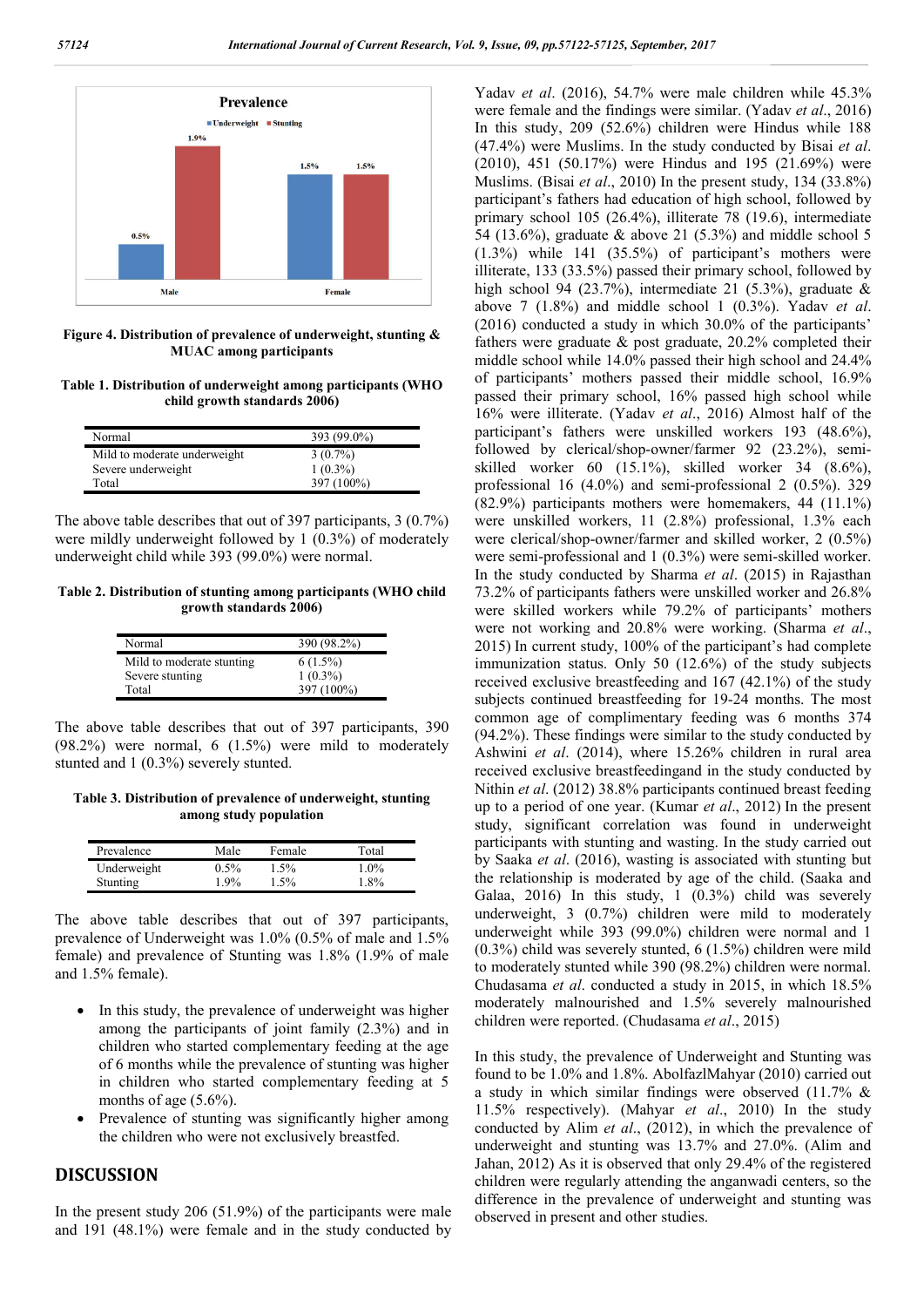Figure 4. Distribution of prevalence of underweight, stunting & MUAC among participants

**Table 1. Distribution of underweight among participants (WHO child growth standards 2006)**

| | |
|---|---|
| Normal | 393 (99.0%) |
| Mild to moderate underweight | 3 (0.7%) |
| Severe underweight | 1 (0.3%) |
| Total | 397 (100%) |

The above table describes that out of 397 participants, 3 (0.7%) were mildly underweight followed by 1 (0.3%) of moderately underweight child while 393 (99.0%) were normal.

**Table 2. Distribution of stunting among participants (WHO child growth standards 2006)**

| | |
|---|---|
| Normal | 390 (98.2%) |
| Mild to moderate stunting | 6 (1.5%) |
| Severe stunting | 1 (0.3%) |
| Total | 397 (100%) |

The above table describes that out of 397 participants, 390 (98.2%) were normal, 6 (1.5%) were mild to moderately stunted and 1 (0.3%) severely stunted.

**Table 3. Distribution of prevalence of underweight, stunting among study population**

| Prevalence | Male | Female | Total |
|---|---|---|---|
| Underweight | 0.5% | 1.5% | 1.0% |
| Stunting | 1.9% | 1.5% | 1.8% |

The above table describes that out of 397 participants, prevalence of Underweight was 1.0% (0.5% of male and 1.5% female) and prevalence of Stunting was 1.8% (1.9% of male and 1.5% female).

- In this study, the prevalence of underweight was higher among the participants of joint family (2.3%) and in children who started complementary feeding at the age of 6 months while the prevalence of stunting was higher in children who started complementary feeding at 5 months of age (5.6%).
- Prevalence of stunting was significantly higher among the children who were not exclusively breastfed.

## DISCUSSION

In the present study 206 (51.9%) of the participants were male and 191 (48.1%) were female and in the study conducted by Yadav *et al*. (2016), 54.7% were male children while 45.3% were female and the findings were similar. (Yadav *et al*., 2016) In this study, 209 (52.6%) children were Hindus while 188 (47.4%) were Muslims. In the study conducted by Bisai *et al*. (2010), 451 (50.17%) were Hindus and 195 (21.69%) were Muslims. (Bisai *et al*., 2010) In the present study, 134 (33.8%) participant's fathers had education of high school, followed by primary school 105 (26.4%), illiterate 78 (19.6), intermediate 54 (13.6%), graduate & above 21 (5.3%) and middle school 5 (1.3%) while 141 (35.5%) of participant's mothers were illiterate, 133 (33.5%) passed their primary school, followed by high school 94 (23.7%), intermediate 21 (5.3%), graduate & above 7 (1.8%) and middle school 1 (0.3%). Yadav *et al*. (2016) conducted a study in which 30.0% of the participants' fathers were graduate & post graduate, 20.2% completed their middle school while 14.0% passed their high school and 24.4% of participants' mothers passed their middle school, 16.9% passed their primary school, 16% passed high school while 16% were illiterate. (Yadav *et al*., 2016) Almost half of the participant's fathers were unskilled workers 193 (48.6%), followed by clerical/shop-owner/farmer 92 (23.2%), semi-skilled worker 60 (15.1%), skilled worker 34 (8.6%), professional 16 (4.0%) and semi-professional 2 (0.5%). 329 (82.9%) participants mothers were homemakers, 44 (11.1%) were unskilled workers, 11 (2.8%) professional, 1.3% each were clerical/shop-owner/farmer and skilled worker, 2 (0.5%) were semi-professional and 1 (0.3%) were semi-skilled worker. In the study conducted by Sharma *et al*. (2015) in Rajasthan 73.2% of participants fathers were unskilled worker and 26.8% were skilled workers while 79.2% of participants' mothers were not working and 20.8% were working. (Sharma *et al*., 2015) In current study, 100% of the participant's had complete immunization status. Only 50 (12.6%) of the study subjects received exclusive breastfeeding and 167 (42.1%) of the study subjects continued breastfeeding for 19-24 months. The most common age of complimentary feeding was 6 months 374 (94.2%). These findings were similar to the study conducted by Ashwini *et al*. (2014), where 15.26% children in rural area received exclusive breastfeedingand in the study conducted by Nithin *et al*. (2012) 38.8% participants continued breast feeding up to a period of one year. (Kumar *et al*., 2012) In the present study, significant correlation was found in underweight participants with stunting and wasting. In the study carried out by Saaka *et al*. (2016), wasting is associated with stunting but the relationship is moderated by age of the child. (Saaka and Galaa, 2016) In this study, 1 (0.3%) child was severely underweight, 3 (0.7%) children were mild to moderately underweight while 393 (99.0%) children were normal and 1 (0.3%) child was severely stunted, 6 (1.5%) children were mild to moderately stunted while 390 (98.2%) children were normal. Chudasama *et al*. conducted a study in 2015, in which 18.5% moderately malnourished and 1.5% severely malnourished children were reported. (Chudasama *et al*., 2015)

In this study, the prevalence of Underweight and Stunting was found to be 1.0% and 1.8%. AbolfazlMahyar (2010) carried out a study in which similar findings were observed (11.7% & 11.5% respectively). (Mahyar *et al*., 2010) In the study conducted by Alim *et al*., (2012), in which the prevalence of underweight and stunting was 13.7% and 27.0%. (Alim and Jahan, 2012) As it is observed that only 29.4% of the registered children were regularly attending the anganwadi centers, so the difference in the prevalence of underweight and stunting was observed in present and other studies.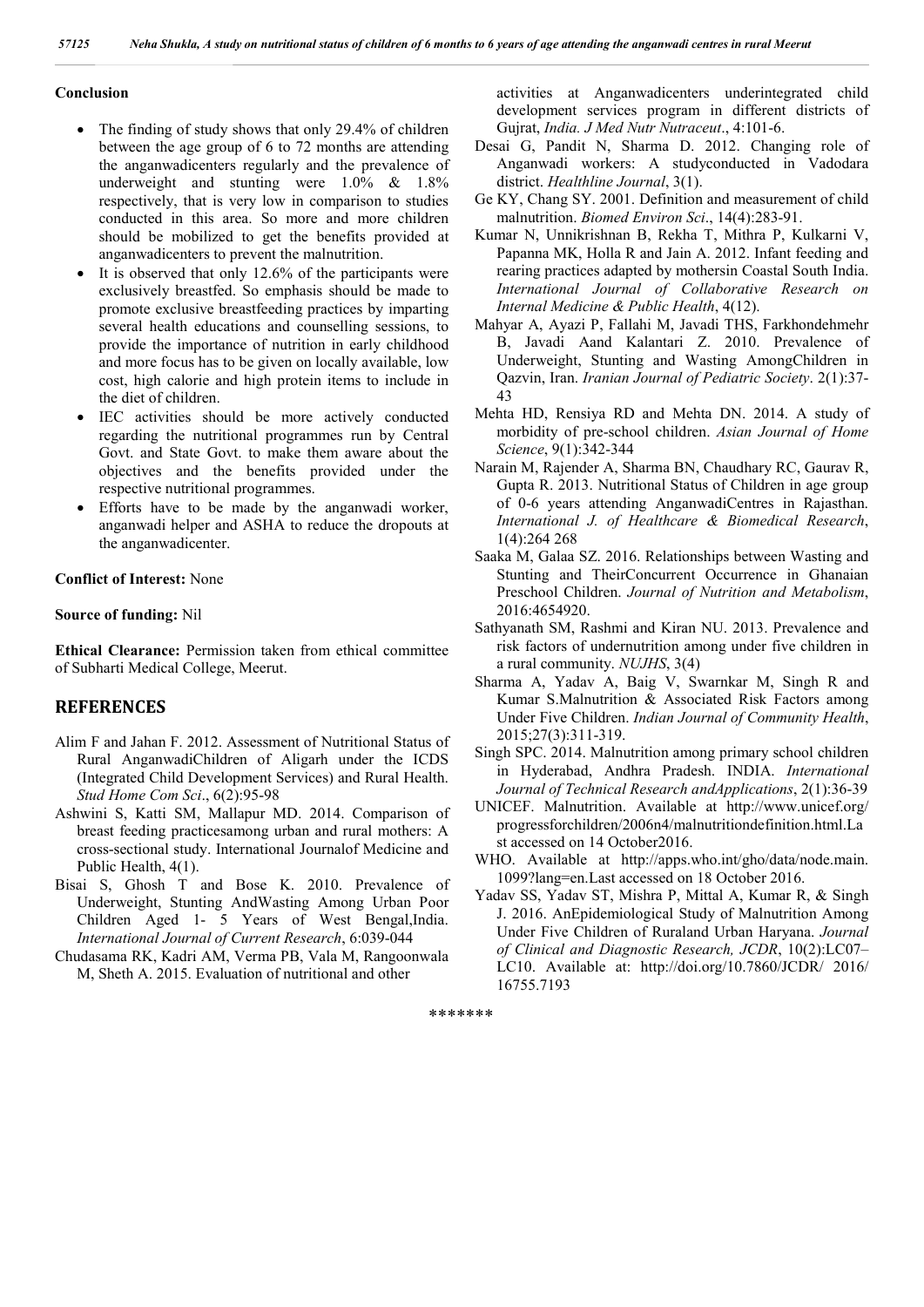## Conclusion

- The finding of study shows that only 29.4% of children between the age group of 6 to 72 months are attending the anganwadicenters regularly and the prevalence of underweight and stunting were 1.0% & 1.8% respectively, that is very low in comparison to studies conducted in this area. So more and more children should be mobilized to get the benefits provided at anganwadicenters to prevent the malnutrition.
- It is observed that only 12.6% of the participants were exclusively breastfed. So emphasis should be made to promote exclusive breastfeeding practices by imparting several health educations and counselling sessions, to provide the importance of nutrition in early childhood and more focus has to be given on locally available, low cost, high calorie and high protein items to include in the diet of children.
- IEC activities should be more actively conducted regarding the nutritional programmes run by Central Govt. and State Govt. to make them aware about the objectives and the benefits provided under the respective nutritional programmes.
- Efforts have to be made by the anganwadi worker, anganwadi helper and ASHA to reduce the dropouts at the anganwadicenter.

**Conflict of Interest:** None

**Source of funding:** Nil

**Ethical Clearance:** Permission taken from ethical committee of Subharti Medical College, Meerut.

## REFERENCES

Alim F and Jahan F. 2012. Assessment of Nutritional Status of Rural AnganwadiChildren of Aligarh under the ICDS (Integrated Child Development Services) and Rural Health. *Stud Home Com Sci*., 6(2):95-98

Ashwini S, Katti SM, Mallapur MD. 2014. Comparison of breast feeding practicesamong urban and rural mothers: A cross-sectional study. International Journalof Medicine and Public Health, 4(1).

Bisai S, Ghosh T and Bose K. 2010. Prevalence of Underweight, Stunting AndWasting Among Urban Poor Children Aged 1- 5 Years of West Bengal,India. *International Journal of Current Research*, 6:039-044

Chudasama RK, Kadri AM, Verma PB, Vala M, Rangoonwala M, Sheth A. 2015. Evaluation of nutritional and other activities at Anganwadicenters underintegrated child development services program in different districts of Gujrat, *India. J Med Nutr Nutraceut*., 4:101-6.

Desai G, Pandit N, Sharma D. 2012. Changing role of Anganwadi workers: A studyconducted in Vadodara district. *Healthline Journal*, 3(1).

Ge KY, Chang SY. 2001. Definition and measurement of child malnutrition. *Biomed Environ Sci*., 14(4):283-91.

Kumar N, Unnikrishnan B, Rekha T, Mithra P, Kulkarni V, Papanna MK, Holla R and Jain A. 2012. Infant feeding and rearing practices adapted by mothersin Coastal South India. *International Journal of Collaborative Research on Internal Medicine & Public Health*, 4(12).

Mahyar A, Ayazi P, Fallahi M, Javadi THS, Farkhondehmehr B, Javadi Aand Kalantari Z. 2010. Prevalence of Underweight, Stunting and Wasting AmongChildren in Qazvin, Iran. *Iranian Journal of Pediatric Society*. 2(1):37-43

Mehta HD, Rensiya RD and Mehta DN. 2014. A study of morbidity of pre-school children. *Asian Journal of Home Science*, 9(1):342-344

Narain M, Rajender A, Sharma BN, Chaudhary RC, Gaurav R, Gupta R. 2013. Nutritional Status of Children in age group of 0-6 years attending AnganwadiCentres in Rajasthan. *International J. of Healthcare & Biomedical Research*, 1(4):264 268

Saaka M, Galaa SZ. 2016. Relationships between Wasting and Stunting and TheirConcurrent Occurrence in Ghanaian Preschool Children. *Journal of Nutrition and Metabolism*, 2016:4654920.

Sathyanath SM, Rashmi and Kiran NU. 2013. Prevalence and risk factors of undernutrition among under five children in a rural community. *NUJHS*, 3(4)

Sharma A, Yadav A, Baig V, Swarnkar M, Singh R and Kumar S.Malnutrition & Associated Risk Factors among Under Five Children. *Indian Journal of Community Health*, 2015;27(3):311-319.

Singh SPC. 2014. Malnutrition among primary school children in Hyderabad, Andhra Pradesh. INDIA. *International Journal of Technical Research andApplications*, 2(1):36-39

UNICEF. Malnutrition. Available at http://www.unicef.org/progressforchildren/2006n4/malnutritiondefinition.html.Last accessed on 14 October2016.

WHO. Available at http://apps.who.int/gho/data/node.main.1099?lang=en.Last accessed on 18 October 2016.

Yadav SS, Yadav ST, Mishra P, Mittal A, Kumar R, & Singh J. 2016. AnEpidemiological Study of Malnutrition Among Under Five Children of Ruraland Urban Haryana. *Journal of Clinical and Diagnostic Research, JCDR*, 10(2):LC07–LC10. Available at: http://doi.org/10.7860/JCDR/ 2016/16755.7193

*******